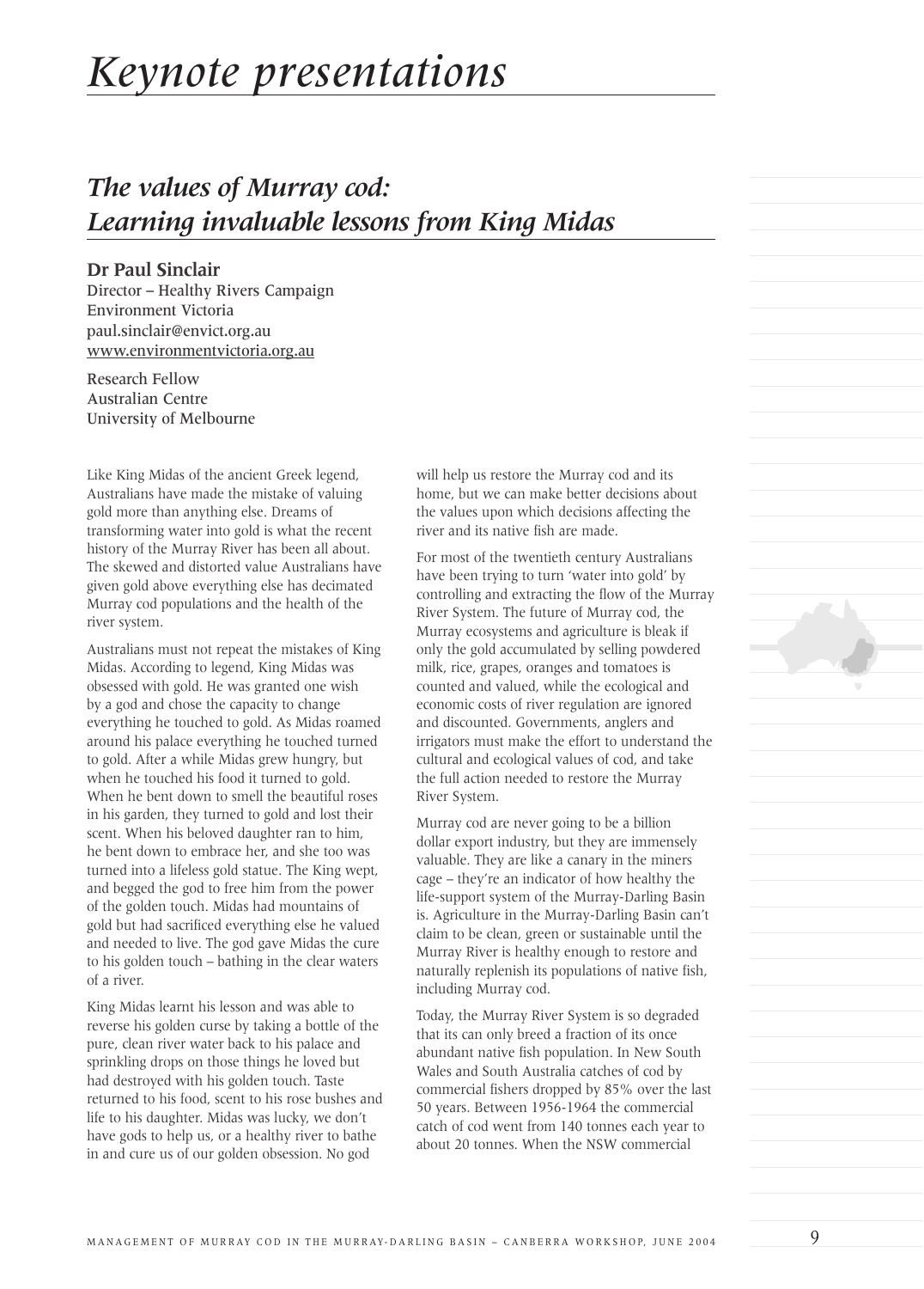# *Keynote presentations*

## *The values of Murray cod: Learning invaluable lessons from King Midas*

**Dr Paul Sinclair**
Director – Healthy Rivers Campaign
Environment Victoria
paul.sinclair@envict.org.au
www.environmentvictoria.org.au

Research Fellow
Australian Centre
University of Melbourne

Like King Midas of the ancient Greek legend, Australians have made the mistake of valuing gold more than anything else. Dreams of transforming water into gold is what the recent history of the Murray River has been all about. The skewed and distorted value Australians have given gold above everything else has decimated Murray cod populations and the health of the river system.

Australians must not repeat the mistakes of King Midas. According to legend, King Midas was obsessed with gold. He was granted one wish by a god and chose the capacity to change everything he touched to gold. As Midas roamed around his palace everything he touched turned to gold. After a while Midas grew hungry, but when he touched his food it turned to gold. When he bent down to smell the beautiful roses in his garden, they turned to gold and lost their scent. When his beloved daughter ran to him, he bent down to embrace her, and she too was turned into a lifeless gold statue. The King wept, and begged the god to free him from the power of the golden touch. Midas had mountains of gold but had sacrificed everything else he valued and needed to live. The god gave Midas the cure to his golden touch – bathing in the clear waters of a river.

King Midas learnt his lesson and was able to reverse his golden curse by taking a bottle of the pure, clean river water back to his palace and sprinkling drops on those things he loved but had destroyed with his golden touch. Taste returned to his food, scent to his rose bushes and life to his daughter. Midas was lucky, we don't have gods to help us, or a healthy river to bathe in and cure us of our golden obsession. No god will help us restore the Murray cod and its home, but we can make better decisions about the values upon which decisions affecting the river and its native fish are made.

For most of the twentieth century Australians have been trying to turn 'water into gold' by controlling and extracting the flow of the Murray River System. The future of Murray cod, the Murray ecosystems and agriculture is bleak if only the gold accumulated by selling powdered milk, rice, grapes, oranges and tomatoes is counted and valued, while the ecological and economic costs of river regulation are ignored and discounted. Governments, anglers and irrigators must make the effort to understand the cultural and ecological values of cod, and take the full action needed to restore the Murray River System.

Murray cod are never going to be a billion dollar export industry, but they are immensely valuable. They are like a canary in the miners cage – they're an indicator of how healthy the life-support system of the Murray-Darling Basin is. Agriculture in the Murray-Darling Basin can't claim to be clean, green or sustainable until the Murray River is healthy enough to restore and naturally replenish its populations of native fish, including Murray cod.

Today, the Murray River System is so degraded that its can only breed a fraction of its once abundant native fish population. In New South Wales and South Australia catches of cod by commercial fishers dropped by 85% over the last 50 years. Between 1956-1964 the commercial catch of cod went from 140 tonnes each year to about 20 tonnes. When the NSW commercial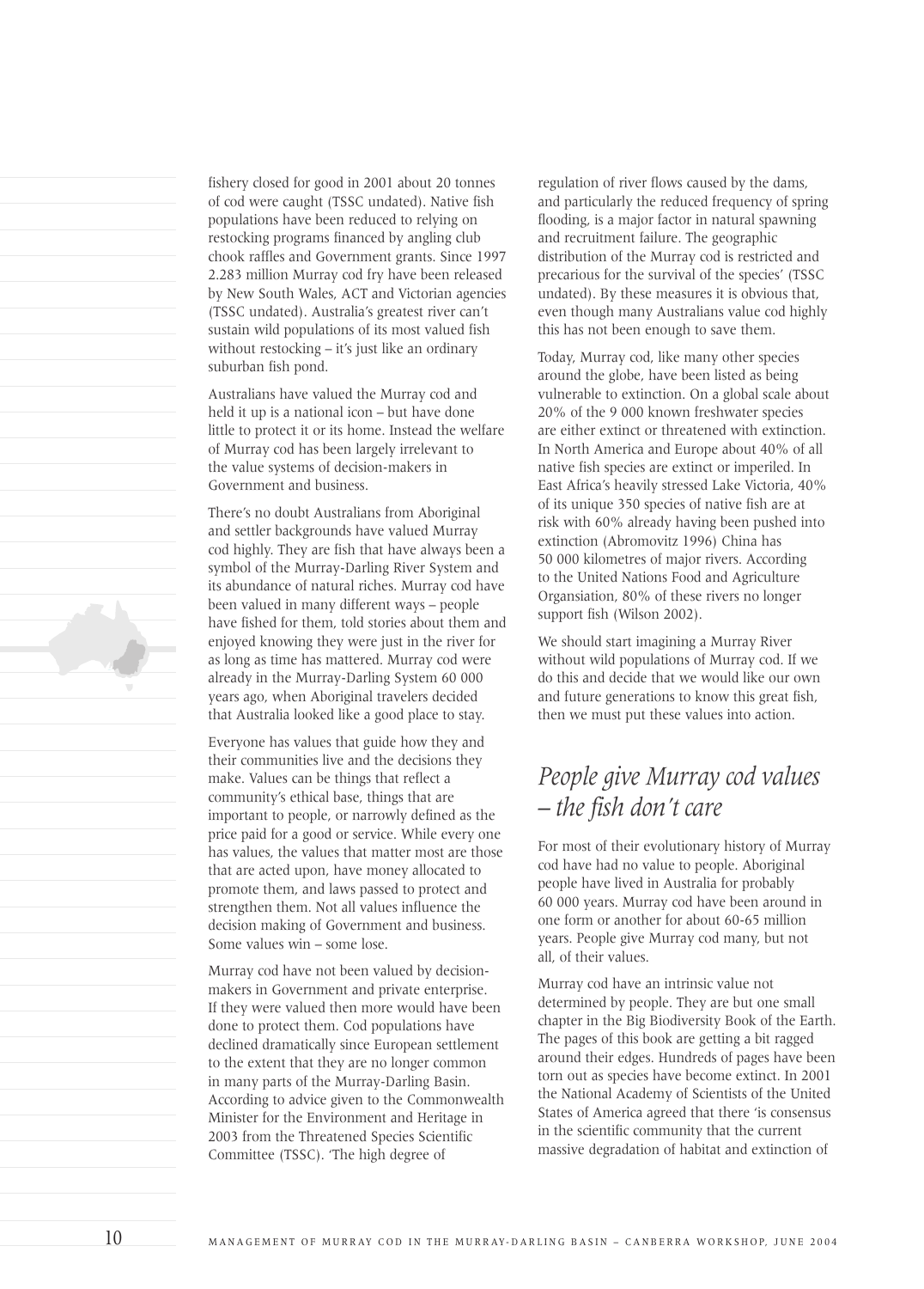fishery closed for good in 2001 about 20 tonnes of cod were caught (TSSC undated). Native fish populations have been reduced to relying on restocking programs financed by angling club chook raffles and Government grants. Since 1997 2.283 million Murray cod fry have been released by New South Wales, ACT and Victorian agencies (TSSC undated). Australia's greatest river can't sustain wild populations of its most valued fish without restocking – it's just like an ordinary suburban fish pond.

Australians have valued the Murray cod and held it up is a national icon – but have done little to protect it or its home. Instead the welfare of Murray cod has been largely irrelevant to the value systems of decision-makers in Government and business.

There's no doubt Australians from Aboriginal and settler backgrounds have valued Murray cod highly. They are fish that have always been a symbol of the Murray-Darling River System and its abundance of natural riches. Murray cod have been valued in many different ways – people have fished for them, told stories about them and enjoyed knowing they were just in the river for as long as time has mattered. Murray cod were already in the Murray-Darling System 60 000 years ago, when Aboriginal travelers decided that Australia looked like a good place to stay.

Everyone has values that guide how they and their communities live and the decisions they make. Values can be things that reflect a community's ethical base, things that are important to people, or narrowly defined as the price paid for a good or service. While every one has values, the values that matter most are those that are acted upon, have money allocated to promote them, and laws passed to protect and strengthen them. Not all values influence the decision making of Government and business. Some values win – some lose.

Murray cod have not been valued by decision-makers in Government and private enterprise. If they were valued then more would have been done to protect them. Cod populations have declined dramatically since European settlement to the extent that they are no longer common in many parts of the Murray-Darling Basin. According to advice given to the Commonwealth Minister for the Environment and Heritage in 2003 from the Threatened Species Scientific Committee (TSSC). 'The high degree of regulation of river flows caused by the dams, and particularly the reduced frequency of spring flooding, is a major factor in natural spawning and recruitment failure. The geographic distribution of the Murray cod is restricted and precarious for the survival of the species' (TSSC undated). By these measures it is obvious that, even though many Australians value cod highly this has not been enough to save them.

Today, Murray cod, like many other species around the globe, have been listed as being vulnerable to extinction. On a global scale about 20% of the 9 000 known freshwater species are either extinct or threatened with extinction. In North America and Europe about 40% of all native fish species are extinct or imperiled. In East Africa's heavily stressed Lake Victoria, 40% of its unique 350 species of native fish are at risk with 60% already having been pushed into extinction (Abromovitz 1996) China has 50 000 kilometres of major rivers. According to the United Nations Food and Agriculture Organsiation, 80% of these rivers no longer support fish (Wilson 2002).

We should start imagining a Murray River without wild populations of Murray cod. If we do this and decide that we would like our own and future generations to know this great fish, then we must put these values into action.

## *People give Murray cod values – the fish don't care*

For most of their evolutionary history of Murray cod have had no value to people. Aboriginal people have lived in Australia for probably 60 000 years. Murray cod have been around in one form or another for about 60-65 million years. People give Murray cod many, but not all, of their values.

Murray cod have an intrinsic value not determined by people. They are but one small chapter in the Big Biodiversity Book of the Earth. The pages of this book are getting a bit ragged around their edges. Hundreds of pages have been torn out as species have become extinct. In 2001 the National Academy of Scientists of the United States of America agreed that there 'is consensus in the scientific community that the current massive degradation of habitat and extinction of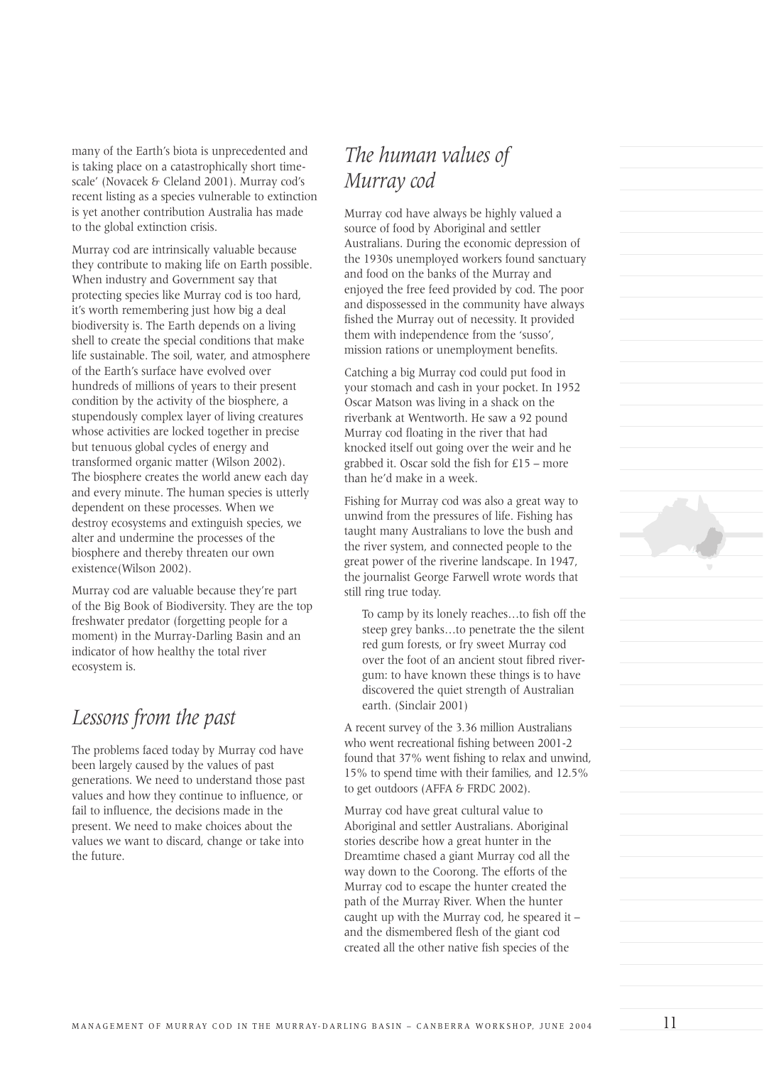many of the Earth's biota is unprecedented and is taking place on a catastrophically short time-scale' (Novacek & Cleland 2001). Murray cod's recent listing as a species vulnerable to extinction is yet another contribution Australia has made to the global extinction crisis.

Murray cod are intrinsically valuable because they contribute to making life on Earth possible. When industry and Government say that protecting species like Murray cod is too hard, it's worth remembering just how big a deal biodiversity is. The Earth depends on a living shell to create the special conditions that make life sustainable. The soil, water, and atmosphere of the Earth's surface have evolved over hundreds of millions of years to their present condition by the activity of the biosphere, a stupendously complex layer of living creatures whose activities are locked together in precise but tenuous global cycles of energy and transformed organic matter (Wilson 2002). The biosphere creates the world anew each day and every minute. The human species is utterly dependent on these processes. When we destroy ecosystems and extinguish species, we alter and undermine the processes of the biosphere and thereby threaten our own existence(Wilson 2002).

Murray cod are valuable because they're part of the Big Book of Biodiversity. They are the top freshwater predator (forgetting people for a moment) in the Murray-Darling Basin and an indicator of how healthy the total river ecosystem is.

## *Lessons from the past*

The problems faced today by Murray cod have been largely caused by the values of past generations. We need to understand those past values and how they continue to influence, or fail to influence, the decisions made in the present. We need to make choices about the values we want to discard, change or take into the future.

## *The human values of Murray cod*

Murray cod have always be highly valued a source of food by Aboriginal and settler Australians. During the economic depression of the 1930s unemployed workers found sanctuary and food on the banks of the Murray and enjoyed the free feed provided by cod. The poor and dispossessed in the community have always fished the Murray out of necessity. It provided them with independence from the 'susso', mission rations or unemployment benefits.

Catching a big Murray cod could put food in your stomach and cash in your pocket. In 1952 Oscar Matson was living in a shack on the riverbank at Wentworth. He saw a 92 pound Murray cod floating in the river that had knocked itself out going over the weir and he grabbed it. Oscar sold the fish for £15 – more than he'd make in a week.

Fishing for Murray cod was also a great way to unwind from the pressures of life. Fishing has taught many Australians to love the bush and the river system, and connected people to the great power of the riverine landscape. In 1947, the journalist George Farwell wrote words that still ring true today.

> To camp by its lonely reaches…to fish off the steep grey banks…to penetrate the the silent red gum forests, or fry sweet Murray cod over the foot of an ancient stout fibred river-gum: to have known these things is to have discovered the quiet strength of Australian earth. (Sinclair 2001)

A recent survey of the 3.36 million Australians who went recreational fishing between 2001-2 found that 37% went fishing to relax and unwind, 15% to spend time with their families, and 12.5% to get outdoors (AFFA & FRDC 2002).

Murray cod have great cultural value to Aboriginal and settler Australians. Aboriginal stories describe how a great hunter in the Dreamtime chased a giant Murray cod all the way down to the Coorong. The efforts of the Murray cod to escape the hunter created the path of the Murray River. When the hunter caught up with the Murray cod, he speared it – and the dismembered flesh of the giant cod created all the other native fish species of the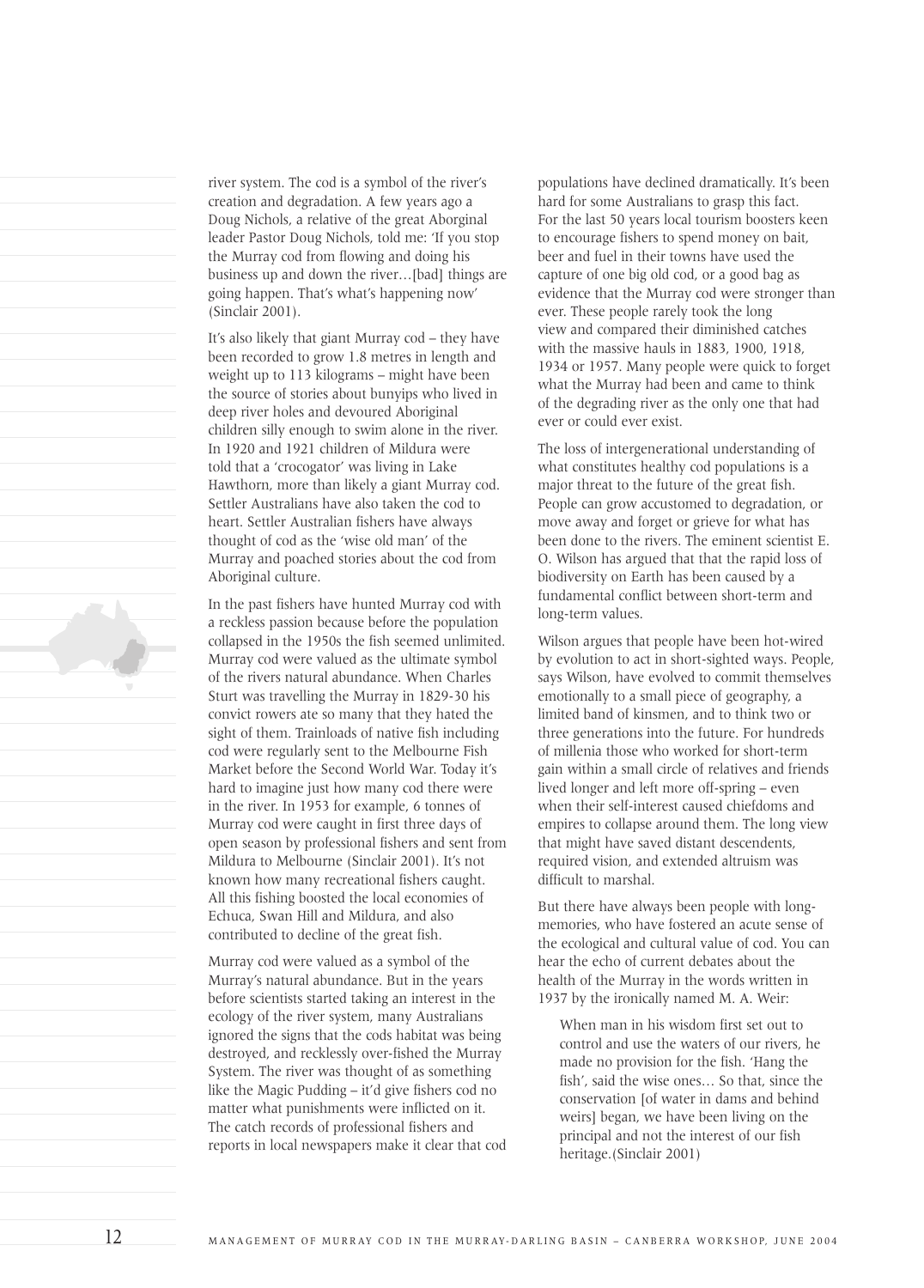river system. The cod is a symbol of the river's creation and degradation. A few years ago a Doug Nichols, a relative of the great Aborginal leader Pastor Doug Nichols, told me: 'If you stop the Murray cod from flowing and doing his business up and down the river…[bad] things are going happen. That's what's happening now' (Sinclair 2001).

It's also likely that giant Murray cod – they have been recorded to grow 1.8 metres in length and weight up to 113 kilograms – might have been the source of stories about bunyips who lived in deep river holes and devoured Aboriginal children silly enough to swim alone in the river. In 1920 and 1921 children of Mildura were told that a 'crocogator' was living in Lake Hawthorn, more than likely a giant Murray cod. Settler Australians have also taken the cod to heart. Settler Australian fishers have always thought of cod as the 'wise old man' of the Murray and poached stories about the cod from Aboriginal culture.

In the past fishers have hunted Murray cod with a reckless passion because before the population collapsed in the 1950s the fish seemed unlimited. Murray cod were valued as the ultimate symbol of the rivers natural abundance. When Charles Sturt was travelling the Murray in 1829-30 his convict rowers ate so many that they hated the sight of them. Trainloads of native fish including cod were regularly sent to the Melbourne Fish Market before the Second World War. Today it's hard to imagine just how many cod there were in the river. In 1953 for example, 6 tonnes of Murray cod were caught in first three days of open season by professional fishers and sent from Mildura to Melbourne (Sinclair 2001). It's not known how many recreational fishers caught. All this fishing boosted the local economies of Echuca, Swan Hill and Mildura, and also contributed to decline of the great fish.

Murray cod were valued as a symbol of the Murray's natural abundance. But in the years before scientists started taking an interest in the ecology of the river system, many Australians ignored the signs that the cods habitat was being destroyed, and recklessly over-fished the Murray System. The river was thought of as something like the Magic Pudding – it'd give fishers cod no matter what punishments were inflicted on it. The catch records of professional fishers and reports in local newspapers make it clear that cod populations have declined dramatically. It's been hard for some Australians to grasp this fact. For the last 50 years local tourism boosters keen to encourage fishers to spend money on bait, beer and fuel in their towns have used the capture of one big old cod, or a good bag as evidence that the Murray cod were stronger than ever. These people rarely took the long view and compared their diminished catches with the massive hauls in 1883, 1900, 1918, 1934 or 1957. Many people were quick to forget what the Murray had been and came to think of the degrading river as the only one that had ever or could ever exist.

The loss of intergenerational understanding of what constitutes healthy cod populations is a major threat to the future of the great fish. People can grow accustomed to degradation, or move away and forget or grieve for what has been done to the rivers. The eminent scientist E. O. Wilson has argued that that the rapid loss of biodiversity on Earth has been caused by a fundamental conflict between short-term and long-term values.

Wilson argues that people have been hot-wired by evolution to act in short-sighted ways. People, says Wilson, have evolved to commit themselves emotionally to a small piece of geography, a limited band of kinsmen, and to think two or three generations into the future. For hundreds of millenia those who worked for short-term gain within a small circle of relatives and friends lived longer and left more off-spring – even when their self-interest caused chiefdoms and empires to collapse around them. The long view that might have saved distant descendents, required vision, and extended altruism was difficult to marshal.

But there have always been people with long-memories, who have fostered an acute sense of the ecological and cultural value of cod. You can hear the echo of current debates about the health of the Murray in the words written in 1937 by the ironically named M. A. Weir:

> When man in his wisdom first set out to control and use the waters of our rivers, he made no provision for the fish. 'Hang the fish', said the wise ones… So that, since the conservation [of water in dams and behind weirs] began, we have been living on the principal and not the interest of our fish heritage.(Sinclair 2001)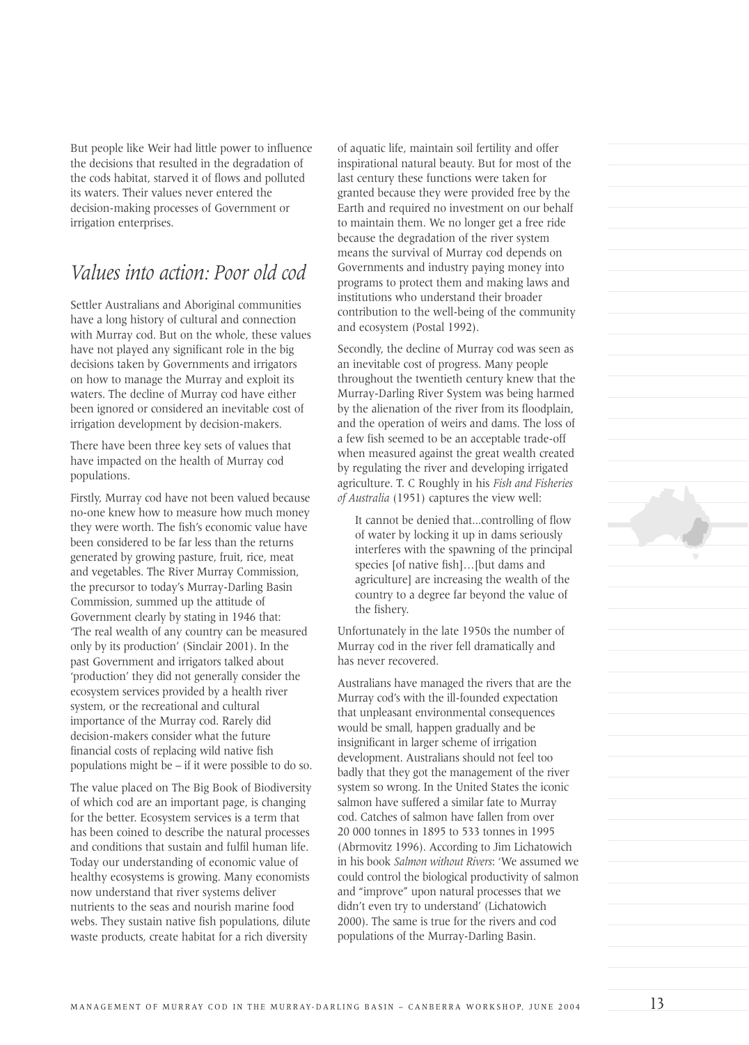But people like Weir had little power to influence the decisions that resulted in the degradation of the cods habitat, starved it of flows and polluted its waters. Their values never entered the decision-making processes of Government or irrigation enterprises.

## *Values into action: Poor old cod*

Settler Australians and Aboriginal communities have a long history of cultural and connection with Murray cod. But on the whole, these values have not played any significant role in the big decisions taken by Governments and irrigators on how to manage the Murray and exploit its waters. The decline of Murray cod have either been ignored or considered an inevitable cost of irrigation development by decision-makers.

There have been three key sets of values that have impacted on the health of Murray cod populations.

Firstly, Murray cod have not been valued because no-one knew how to measure how much money they were worth. The fish's economic value have been considered to be far less than the returns generated by growing pasture, fruit, rice, meat and vegetables. The River Murray Commission, the precursor to today's Murray-Darling Basin Commission, summed up the attitude of Government clearly by stating in 1946 that: 'The real wealth of any country can be measured only by its production' (Sinclair 2001). In the past Government and irrigators talked about 'production' they did not generally consider the ecosystem services provided by a health river system, or the recreational and cultural importance of the Murray cod. Rarely did decision-makers consider what the future financial costs of replacing wild native fish populations might be – if it were possible to do so.

The value placed on The Big Book of Biodiversity of which cod are an important page, is changing for the better. Ecosystem services is a term that has been coined to describe the natural processes and conditions that sustain and fulfil human life. Today our understanding of economic value of healthy ecosystems is growing. Many economists now understand that river systems deliver nutrients to the seas and nourish marine food webs. They sustain native fish populations, dilute waste products, create habitat for a rich diversity of aquatic life, maintain soil fertility and offer inspirational natural beauty. But for most of the last century these functions were taken for granted because they were provided free by the Earth and required no investment on our behalf to maintain them. We no longer get a free ride because the degradation of the river system means the survival of Murray cod depends on Governments and industry paying money into programs to protect them and making laws and institutions who understand their broader contribution to the well-being of the community and ecosystem (Postal 1992).

Secondly, the decline of Murray cod was seen as an inevitable cost of progress. Many people throughout the twentieth century knew that the Murray-Darling River System was being harmed by the alienation of the river from its floodplain, and the operation of weirs and dams. The loss of a few fish seemed to be an acceptable trade-off when measured against the great wealth created by regulating the river and developing irrigated agriculture. T. C Roughly in his *Fish and Fisheries of Australia* (1951) captures the view well:

> It cannot be denied that...controlling of flow of water by locking it up in dams seriously interferes with the spawning of the principal species [of native fish]…[but dams and agriculture] are increasing the wealth of the country to a degree far beyond the value of the fishery.

Unfortunately in the late 1950s the number of Murray cod in the river fell dramatically and has never recovered.

Australians have managed the rivers that are the Murray cod's with the ill-founded expectation that unpleasant environmental consequences would be small, happen gradually and be insignificant in larger scheme of irrigation development. Australians should not feel too badly that they got the management of the river system so wrong. In the United States the iconic salmon have suffered a similar fate to Murray cod. Catches of salmon have fallen from over 20 000 tonnes in 1895 to 533 tonnes in 1995 (Abrmovitz 1996). According to Jim Lichatowich in his book *Salmon without Rivers*: 'We assumed we could control the biological productivity of salmon and "improve" upon natural processes that we didn't even try to understand' (Lichatowich 2000). The same is true for the rivers and cod populations of the Murray-Darling Basin.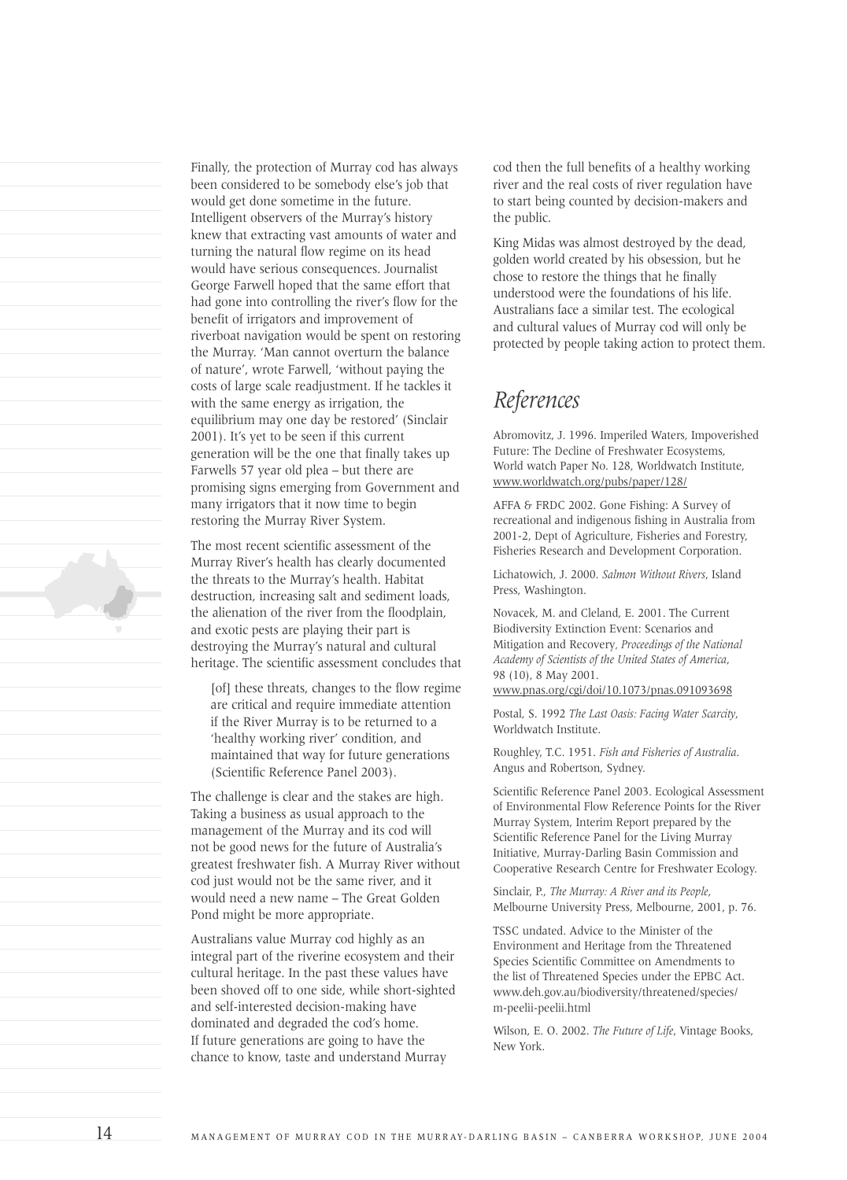Finally, the protection of Murray cod has always been considered to be somebody else's job that would get done sometime in the future. Intelligent observers of the Murray's history knew that extracting vast amounts of water and turning the natural flow regime on its head would have serious consequences. Journalist George Farwell hoped that the same effort that had gone into controlling the river's flow for the benefit of irrigators and improvement of riverboat navigation would be spent on restoring the Murray. 'Man cannot overturn the balance of nature', wrote Farwell, 'without paying the costs of large scale readjustment. If he tackles it with the same energy as irrigation, the equilibrium may one day be restored' (Sinclair 2001). It's yet to be seen if this current generation will be the one that finally takes up Farwells 57 year old plea – but there are promising signs emerging from Government and many irrigators that it now time to begin restoring the Murray River System.

The most recent scientific assessment of the Murray River's health has clearly documented the threats to the Murray's health. Habitat destruction, increasing salt and sediment loads, the alienation of the river from the floodplain, and exotic pests are playing their part is destroying the Murray's natural and cultural heritage. The scientific assessment concludes that

> [of] these threats, changes to the flow regime are critical and require immediate attention if the River Murray is to be returned to a 'healthy working river' condition, and maintained that way for future generations (Scientific Reference Panel 2003).

The challenge is clear and the stakes are high. Taking a business as usual approach to the management of the Murray and its cod will not be good news for the future of Australia's greatest freshwater fish. A Murray River without cod just would not be the same river, and it would need a new name – The Great Golden Pond might be more appropriate.

Australians value Murray cod highly as an integral part of the riverine ecosystem and their cultural heritage. In the past these values have been shoved off to one side, while short-sighted and self-interested decision-making have dominated and degraded the cod's home. If future generations are going to have the chance to know, taste and understand Murray cod then the full benefits of a healthy working river and the real costs of river regulation have to start being counted by decision-makers and the public.

King Midas was almost destroyed by the dead, golden world created by his obsession, but he chose to restore the things that he finally understood were the foundations of his life. Australians face a similar test. The ecological and cultural values of Murray cod will only be protected by people taking action to protect them.

## References

Abromovitz, J. 1996. Imperiled Waters, Impoverished Future: The Decline of Freshwater Ecosystems, World watch Paper No. 128, Worldwatch Institute, www.worldwatch.org/pubs/paper/128/

AFFA & FRDC 2002. Gone Fishing: A Survey of recreational and indigenous fishing in Australia from 2001-2, Dept of Agriculture, Fisheries and Forestry, Fisheries Research and Development Corporation.

Lichatowich, J. 2000. *Salmon Without Rivers*, Island Press, Washington.

Novacek, M. and Cleland, E. 2001. The Current Biodiversity Extinction Event: Scenarios and Mitigation and Recovery, *Proceedings of the National Academy of Scientists of the United States of America*, 98 (10), 8 May 2001. www.pnas.org/cgi/doi/10.1073/pnas.091093698

Postal, S. 1992 *The Last Oasis: Facing Water Scarcity*, Worldwatch Institute.

Roughley, T.C. 1951. *Fish and Fisheries of Australia*. Angus and Robertson, Sydney.

Scientific Reference Panel 2003. Ecological Assessment of Environmental Flow Reference Points for the River Murray System, Interim Report prepared by the Scientific Reference Panel for the Living Murray Initiative, Murray-Darling Basin Commission and Cooperative Research Centre for Freshwater Ecology.

Sinclair, P., *The Murray: A River and its People*, Melbourne University Press, Melbourne, 2001, p. 76.

TSSC undated. Advice to the Minister of the Environment and Heritage from the Threatened Species Scientific Committee on Amendments to the list of Threatened Species under the EPBC Act. www.deh.gov.au/biodiversity/threatened/species/m-peelii-peelii.html

Wilson, E. O. 2002. *The Future of Life*, Vintage Books, New York.